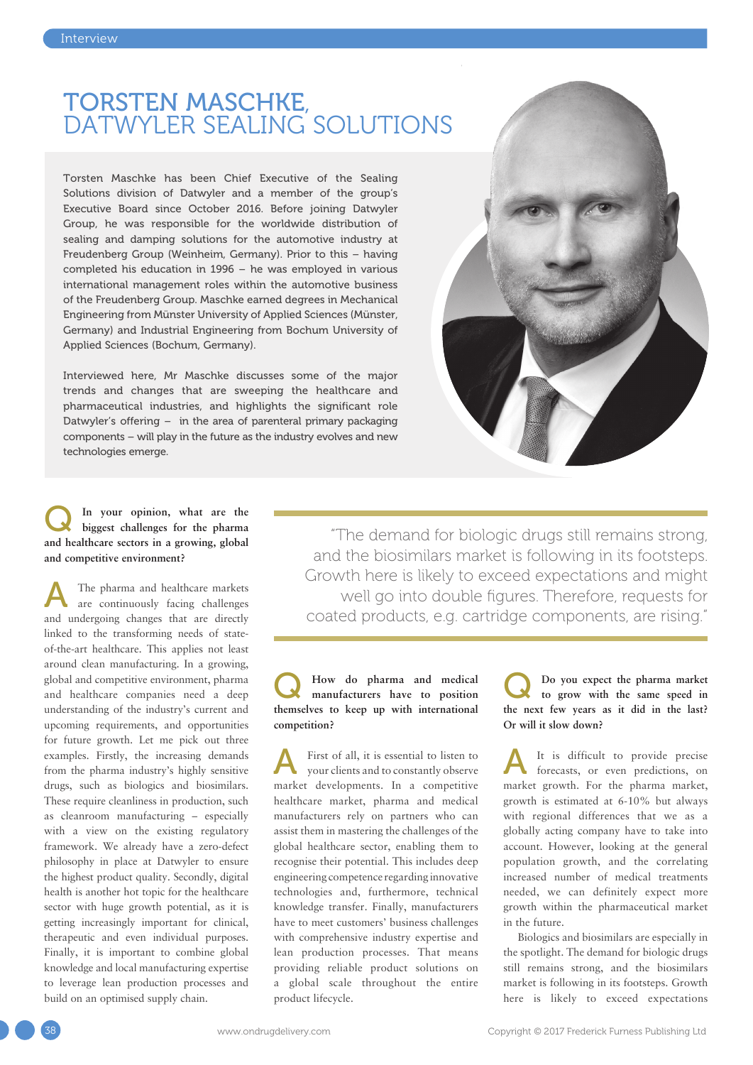# TORSTEN MASCHKE, DATWYLER SEALING SOLUTIONS

Torsten Maschke has been Chief Executive of the Sealing Solutions division of Datwyler and a member of the group's Executive Board since October 2016. Before joining Datwyler Group, he was responsible for the worldwide distribution of sealing and damping solutions for the automotive industry at Freudenberg Group (Weinheim, Germany). Prior to this – having completed his education in 1996 – he was employed in various international management roles within the automotive business of the Freudenberg Group. Maschke earned degrees in Mechanical Engineering from Münster University of Applied Sciences (Münster, Germany) and Industrial Engineering from Bochum University of Applied Sciences (Bochum, Germany).

Interviewed here, Mr Maschke discusses some of the major trends and changes that are sweeping the healthcare and pharmaceutical industries, and highlights the significant role Datwyler's offering – in the area of parenteral primary packaging components – will play in the future as the industry evolves and new technologies emerge.

**Q In your opinion, what are the biggest challenges for the pharma and healthcare sectors in a growing, global and competitive environment?**

A The pharma and healthcare markets are continuously facing challenges and undergoing changes that are directly linked to the transforming needs of state-of-the-art healthcare. This applies not least around clean manufacturing. In a growing, global and competitive environment, pharma and healthcare companies need a deep understanding of the industry's current and upcoming requirements, and opportunities for future growth. Let me pick out three examples. Firstly, the increasing demands from the pharma industry's highly sensitive drugs, such as biologics and biosimilars. These require cleanliness in production, such as cleanroom manufacturing – especially with a view on the existing regulatory framework. We already have a zero-defect philosophy in place at Datwyler to ensure the highest product quality. Secondly, digital health is another hot topic for the healthcare sector with huge growth potential, as it is getting increasingly important for clinical, therapeutic and even individual purposes. Finally, it is important to combine global knowledge and local manufacturing expertise to leverage lean production processes and build on an optimised supply chain.

> "The demand for biologic drugs still remains strong, and the biosimilars market is following in its footsteps. Growth here is likely to exceed expectations and might well go into double figures. Therefore, requests for coated products, e.g. cartridge components, are rising."

**Q How do pharma and medical manufacturers have to position themselves to keep up with international competition?**

A First of all, it is essential to listen to your clients and to constantly observe market developments. In a competitive healthcare market, pharma and medical manufacturers rely on partners who can assist them in mastering the challenges of the global healthcare sector, enabling them to recognise their potential. This includes deep engineering competence regarding innovative technologies and, furthermore, technical knowledge transfer. Finally, manufacturers have to meet customers' business challenges with comprehensive industry expertise and lean production processes. That means providing reliable product solutions on a global scale throughout the entire product lifecycle.

**Q Do you expect the pharma market to grow with the same speed in the next few years as it did in the last? Or will it slow down?**

A It is difficult to provide precise forecasts, or even predictions, on market growth. For the pharma market, growth is estimated at 6-10% but always with regional differences that we as a globally acting company have to take into account. However, looking at the general population growth, and the correlating increased number of medical treatments needed, we can definitely expect more growth within the pharmaceutical market in the future.

Biologics and biosimilars are especially in the spotlight. The demand for biologic drugs still remains strong, and the biosimilars market is following in its footsteps. Growth here is likely to exceed expectations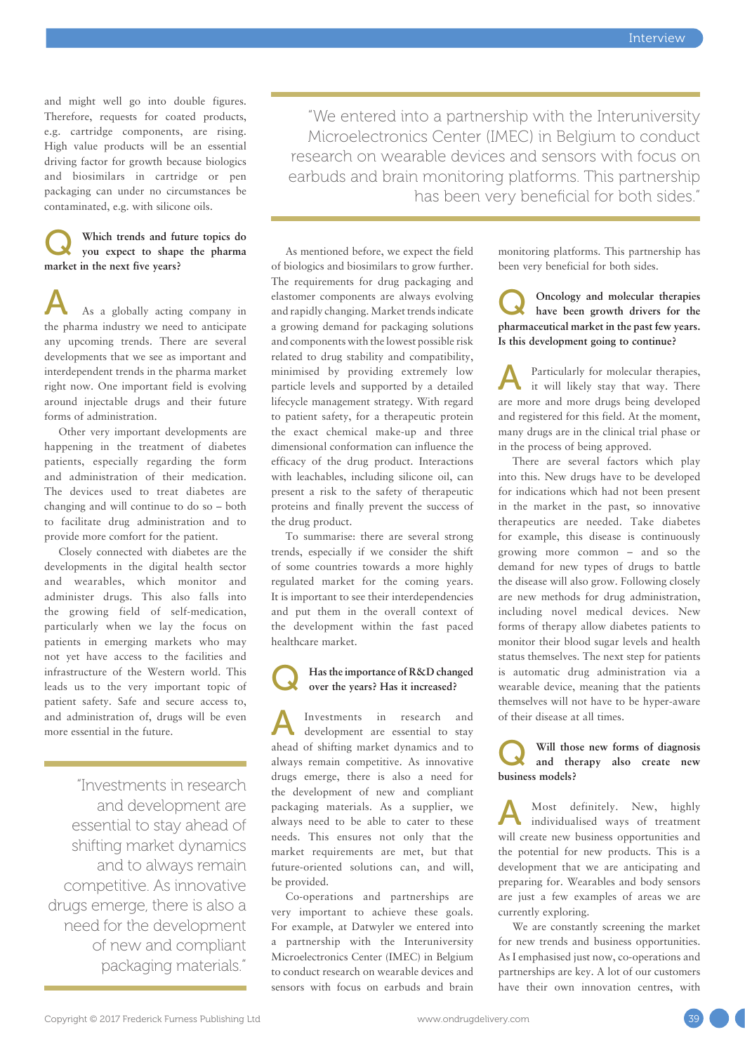and might well go into double figures. Therefore, requests for coated products, e.g. cartridge components, are rising. High value products will be an essential driving factor for growth because biologics and biosimilars in cartridge or pen packaging can under no circumstances be contaminated, e.g. with silicone oils.

**Q Which trends and future topics do you expect to shape the pharma market in the next five years?**

**A** As a globally acting company in the pharma industry we need to anticipate any upcoming trends. There are several developments that we see as important and interdependent trends in the pharma market right now. One important field is evolving around injectable drugs and their future forms of administration.

Other very important developments are happening in the treatment of diabetes patients, especially regarding the form and administration of their medication. The devices used to treat diabetes are changing and will continue to do so – both to facilitate drug administration and to provide more comfort for the patient.

Closely connected with diabetes are the developments in the digital health sector and wearables, which monitor and administer drugs. This also falls into the growing field of self-medication, particularly when we lay the focus on patients in emerging markets who may not yet have access to the facilities and infrastructure of the Western world. This leads us to the very important topic of patient safety. Safe and secure access to, and administration of, drugs will be even more essential in the future.

> "Investments in research and development are essential to stay ahead of shifting market dynamics and to always remain competitive. As innovative drugs emerge, there is also a need for the development of new and compliant packaging materials."

> "We entered into a partnership with the Interuniversity Microelectronics Center (IMEC) in Belgium to conduct research on wearable devices and sensors with focus on earbuds and brain monitoring platforms. This partnership has been very beneficial for both sides."

As mentioned before, we expect the field of biologics and biosimilars to grow further. The requirements for drug packaging and elastomer components are always evolving and rapidly changing. Market trends indicate a growing demand for packaging solutions and components with the lowest possible risk related to drug stability and compatibility, minimised by providing extremely low particle levels and supported by a detailed lifecycle management strategy. With regard to patient safety, for a therapeutic protein the exact chemical make-up and three dimensional conformation can influence the efficacy of the drug product. Interactions with leachables, including silicone oil, can present a risk to the safety of therapeutic proteins and finally prevent the success of the drug product.

To summarise: there are several strong trends, especially if we consider the shift of some countries towards a more highly regulated market for the coming years. It is important to see their interdependencies and put them in the overall context of the development within the fast paced healthcare market.

**Q Has the importance of R&D changed over the years? Has it increased?**

**A** Investments in research and development are essential to stay ahead of shifting market dynamics and to always remain competitive. As innovative drugs emerge, there is also a need for the development of new and compliant packaging materials. As a supplier, we always need to be able to cater to these needs. This ensures not only that the market requirements are met, but that future-oriented solutions can, and will, be provided.

Co-operations and partnerships are very important to achieve these goals. For example, at Datwyler we entered into a partnership with the Interuniversity Microelectronics Center (IMEC) in Belgium to conduct research on wearable devices and sensors with focus on earbuds and brain monitoring platforms. This partnership has been very beneficial for both sides.

**Q Oncology and molecular therapies have been growth drivers for the pharmaceutical market in the past few years. Is this development going to continue?**

**A** Particularly for molecular therapies, it will likely stay that way. There are more and more drugs being developed and registered for this field. At the moment, many drugs are in the clinical trial phase or in the process of being approved.

There are several factors which play into this. New drugs have to be developed for indications which had not been present in the market in the past, so innovative therapeutics are needed. Take diabetes for example, this disease is continuously growing more common – and so the demand for new types of drugs to battle the disease will also grow. Following closely are new methods for drug administration, including novel medical devices. New forms of therapy allow diabetes patients to monitor their blood sugar levels and health status themselves. The next step for patients is automatic drug administration via a wearable device, meaning that the patients themselves will not have to be hyper-aware of their disease at all times.

**Q Will those new forms of diagnosis and therapy also create new business models?**

**A** Most definitely. New, highly individualised ways of treatment will create new business opportunities and the potential for new products. This is a development that we are anticipating and preparing for. Wearables and body sensors are just a few examples of areas we are currently exploring.

We are constantly screening the market for new trends and business opportunities. As I emphasised just now, co-operations and partnerships are key. A lot of our customers have their own innovation centres, with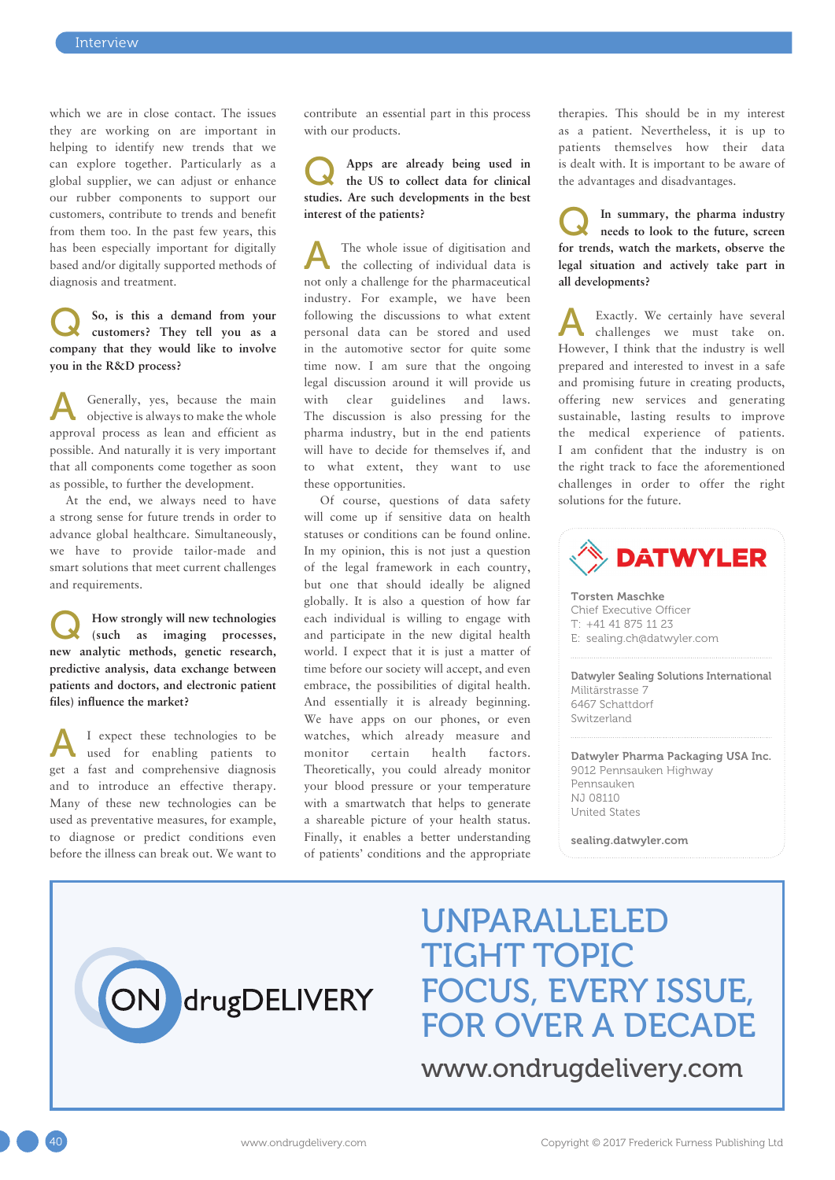which we are in close contact. The issues they are working on are important in helping to identify new trends that we can explore together. Particularly as a global supplier, we can adjust or enhance our rubber components to support our customers, contribute to trends and benefit from them too. In the past few years, this has been especially important for digitally based and/or digitally supported methods of diagnosis and treatment.

**Q So, is this a demand from your customers? They tell you as a company that they would like to involve you in the R&D process?**

A Generally, yes, because the main objective is always to make the whole approval process as lean and efficient as possible. And naturally it is very important that all components come together as soon as possible, to further the development.

At the end, we always need to have a strong sense for future trends in order to advance global healthcare. Simultaneously, we have to provide tailor-made and smart solutions that meet current challenges and requirements.

**Q How strongly will new technologies (such as imaging processes, new analytic methods, genetic research, predictive analysis, data exchange between patients and doctors, and electronic patient files) influence the market?**

A I expect these technologies to be used for enabling patients to get a fast and comprehensive diagnosis and to introduce an effective therapy. Many of these new technologies can be used as preventative measures, for example, to diagnose or predict conditions even before the illness can break out. We want to contribute an essential part in this process with our products.

**Q Apps are already being used in the US to collect data for clinical studies. Are such developments in the best interest of the patients?**

A The whole issue of digitisation and the collecting of individual data is not only a challenge for the pharmaceutical industry. For example, we have been following the discussions to what extent personal data can be stored and used in the automotive sector for quite some time now. I am sure that the ongoing legal discussion around it will provide us with clear guidelines and laws. The discussion is also pressing for the pharma industry, but in the end patients will have to decide for themselves if, and to what extent, they want to use these opportunities.

Of course, questions of data safety will come up if sensitive data on health statuses or conditions can be found online. In my opinion, this is not just a question of the legal framework in each country, but one that should ideally be aligned globally. It is also a question of how far each individual is willing to engage with and participate in the new digital health world. I expect that it is just a matter of time before our society will accept, and even embrace, the possibilities of digital health. And essentially it is already beginning. We have apps on our phones, or even watches, which already measure and monitor certain health factors. Theoretically, you could already monitor your blood pressure or your temperature with a smartwatch that helps to generate a shareable picture of your health status. Finally, it enables a better understanding of patients' conditions and the appropriate therapies. This should be in my interest as a patient. Nevertheless, it is up to patients themselves how their data is dealt with. It is important to be aware of the advantages and disadvantages.

**Q In summary, the pharma industry needs to look to the future, screen for trends, watch the markets, observe the legal situation and actively take part in all developments?**

A Exactly. We certainly have several challenges we must take on. However, I think that the industry is well prepared and interested to invest in a safe and promising future in creating products, offering new services and generating sustainable, lasting results to improve the medical experience of patients. I am confident that the industry is on the right track to face the aforementioned challenges in order to offer the right solutions for the future.

DATWYLER

**Torsten Maschke**
Chief Executive Officer
T: +41 41 875 11 23
E: sealing.ch@datwyler.com

**Datwyler Sealing Solutions International**
Militärstrasse 7
6467 Schattdorf
Switzerland

**Datwyler Pharma Packaging USA Inc.**
9012 Pennsauken Highway
Pennsauken
NJ 08110
United States

**sealing.datwyler.com**

ON drugDELIVERY

UNPARALLELED TIGHT TOPIC FOCUS, EVERY ISSUE, FOR OVER A DECADE

www.ondrugdelivery.com